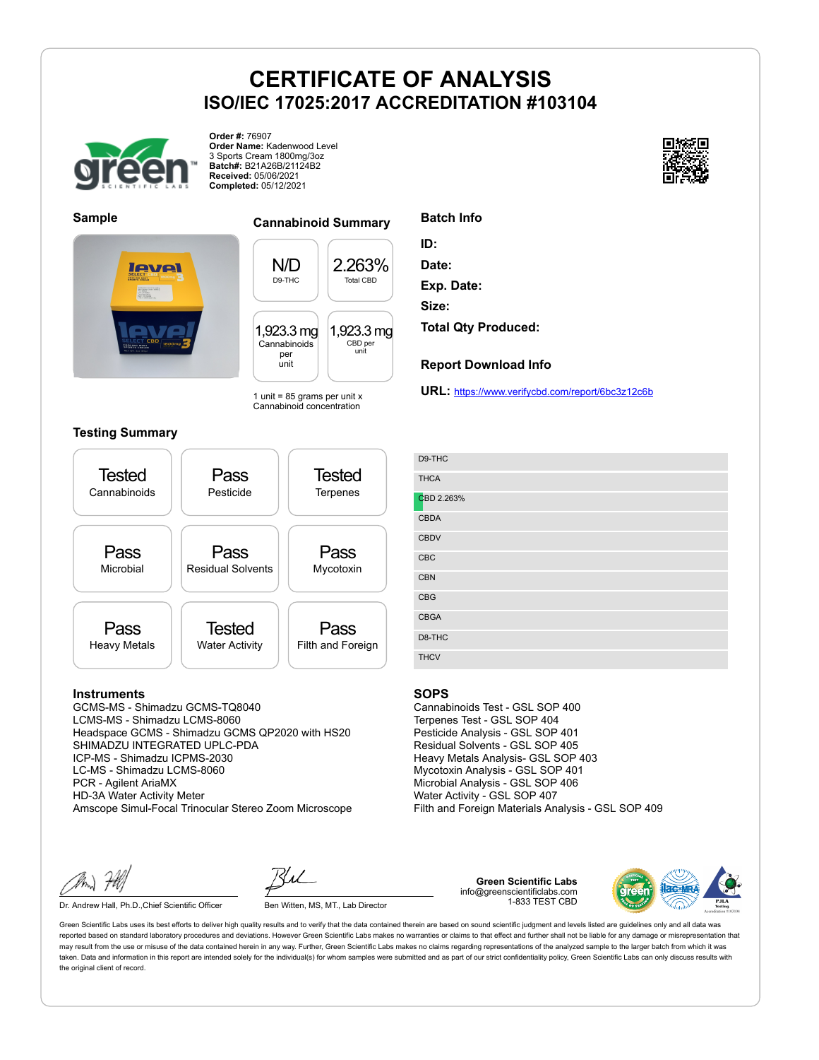# CERTIFICATE OF ANALYSIS

## ISO/IEC 17025:2017 ACCREDITATION #103104

**Order #:** 76907
**Order Name:** Kadenwood Level 3 Sports Cream 1800mg/3oz
**Batch#:** B21A26B/21124B2
**Received:** 05/06/2021
**Completed:** 05/12/2021

### Sample

### Cannabinoid Summary

| N/D | 2.263% |
|---|---|
| D9-THC | Total CBD |
| **1,923.3 mg** | **1,923.3 mg** |
| Cannabinoids per unit | CBD per unit |

1 unit = 85 grams per unit x Cannabinoid concentration

### Batch Info

**ID:**
**Date:**
**Exp. Date:**
**Size:**
**Total Qty Produced:**

### Report Download Info

**URL:** https://www.verifycbd.com/report/6bc3z12c6b

### Testing Summary

| | | |
|---|---|---|
| Tested Cannabinoids | Pass Pesticide | Tested Terpenes |
| Pass Microbial | Pass Residual Solvents | Pass Mycotoxin |
| Pass Heavy Metals | Tested Water Activity | Pass Filth and Foreign |

- D9-THC
- THCA
- CBD 2.263%
- CBDA
- CBDV
- CBC
- CBN
- CBG
- CBGA
- D8-THC
- THCV

### Instruments

GCMS-MS - Shimadzu GCMS-TQ8040
LCMS-MS - Shimadzu LCMS-8060
Headspace GCMS - Shimadzu GCMS QP2020 with HS20
SHIMADZU INTEGRATED UPLC-PDA
ICP-MS - Shimadzu ICPMS-2030
LC-MS - Shimadzu LCMS-8060
PCR - Agilent AriaMX
HD-3A Water Activity Meter
Amscope Simul-Focal Trinocular Stereo Zoom Microscope

### SOPS

Cannabinoids Test - GSL SOP 400
Terpenes Test - GSL SOP 404
Pesticide Analysis - GSL SOP 401
Residual Solvents - GSL SOP 405
Heavy Metals Analysis- GSL SOP 403
Mycotoxin Analysis - GSL SOP 401
Microbial Analysis - GSL SOP 406
Water Activity - GSL SOP 407
Filth and Foreign Materials Analysis - GSL SOP 409

Dr. Andrew Hall, Ph.D.,Chief Scientific Officer

Ben Witten, MS, MT., Lab Director

**Green Scientific Labs**
info@greenscientificlabs.com
1-833 TEST CBD

Green Scientific Labs uses its best efforts to deliver high quality results and to verify that the data contained therein are based on sound scientific judgment and levels listed are guidelines only and all data was reported based on standard laboratory procedures and deviations. However Green Scientific Labs makes no warranties or claims to that effect and further shall not be liable for any damage or misrepresentation that may result from the use or misuse of the data contained herein in any way. Further, Green Scientific Labs makes no claims regarding representations of the analyzed sample to the larger batch from which it was taken. Data and information in this report are intended solely for the individual(s) for whom samples were submitted and as part of our strict confidentiality policy, Green Scientific Labs can only discuss results with the original client of record.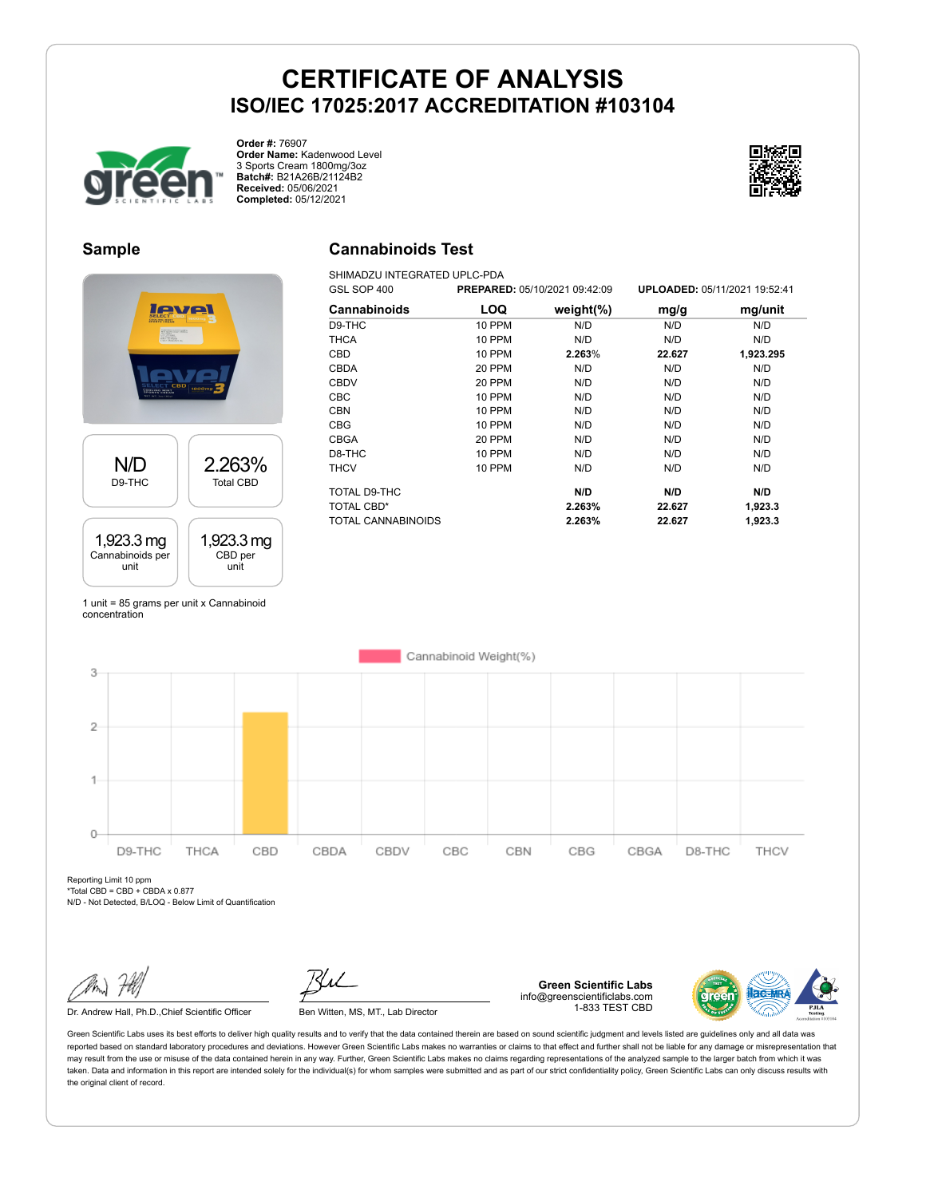# CERTIFICATE OF ANALYSIS
## ISO/IEC 17025:2017 ACCREDITATION #103104

**Order #:** 76907
**Order Name:** Kadenwood Level 3 Sports Cream 1800mg/3oz
**Batch#:** B21A26B/21124B2
**Received:** 05/06/2021
**Completed:** 05/12/2021

## Sample

| N/D | 2.263% |
|---|---|
| D9-THC | Total CBD |

| 1,923.3 mg | 1,923.3 mg |
|---|---|
| Cannabinoids per unit | CBD per unit |

1 unit = 85 grams per unit x Cannabinoid concentration

## Cannabinoids Test

SHIMADZU INTEGRATED UPLC-PDA
GSL SOP 400 **PREPARED:** 05/10/2021 09:42:09 **UPLOADED:** 05/11/2021 19:52:41

| Cannabinoids | LOQ | weight(%) | mg/g | mg/unit |
|---|---|---|---|---|
| D9-THC | 10 PPM | N/D | N/D | N/D |
| THCA | 10 PPM | N/D | N/D | N/D |
| CBD | 10 PPM | **2.263%** | **22.627** | **1,923.295** |
| CBDA | 20 PPM | N/D | N/D | N/D |
| CBDV | 20 PPM | N/D | N/D | N/D |
| CBC | 10 PPM | N/D | N/D | N/D |
| CBN | 10 PPM | N/D | N/D | N/D |
| CBG | 10 PPM | N/D | N/D | N/D |
| CBGA | 20 PPM | N/D | N/D | N/D |
| D8-THC | 10 PPM | N/D | N/D | N/D |
| THCV | 10 PPM | N/D | N/D | N/D |
| TOTAL D9-THC | | **N/D** | **N/D** | **N/D** |
| TOTAL CBD* | | **2.263%** | **22.627** | **1,923.3** |
| TOTAL CANNABINOIDS | | **2.263%** | **22.627** | **1,923.3** |

Cannabinoid Weight(%)

Reporting Limit 10 ppm
*Total CBD = CBD + CBDA x 0.877
N/D - Not Detected, B/LOQ - Below Limit of Quantification

Dr. Andrew Hall, Ph.D.,Chief Scientific Officer

Ben Witten, MS, MT., Lab Director

**Green Scientific Labs**
info@greenscientificlabs.com
1-833 TEST CBD

Green Scientific Labs uses its best efforts to deliver high quality results and to verify that the data contained therein are based on sound scientific judgment and levels listed are guidelines only and all data was reported based on standard laboratory procedures and deviations. However Green Scientific Labs makes no warranties or claims to that effect and further shall not be liable for any damage or misrepresentation that may result from the use or misuse of the data contained herein in any way. Further, Green Scientific Labs makes no claims regarding representations of the analyzed sample to the larger batch from which it was taken. Data and information in this report are intended solely for the individual(s) for whom samples were submitted and as part of our strict confidentiality policy, Green Scientific Labs can only discuss results with the original client of record.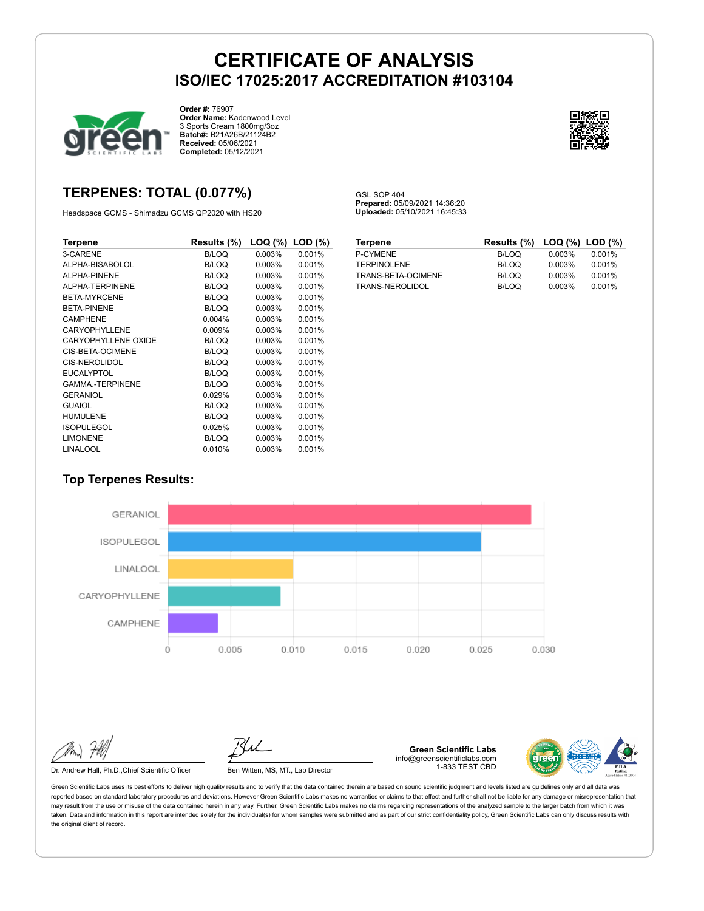# CERTIFICATE OF ANALYSIS
## ISO/IEC 17025:2017 ACCREDITATION #103104

**Order #:** 76907
**Order Name:** Kadenwood Level 3 Sports Cream 1800mg/3oz
**Batch#:** B21A26B/21124B2
**Received:** 05/06/2021
**Completed:** 05/12/2021

## TERPENES: TOTAL (0.077%)

Headspace GCMS - Shimadzu GCMS QP2020 with HS20

GSL SOP 404
**Prepared:** 05/09/2021 14:36:20
**Uploaded:** 05/10/2021 16:45:33

| Terpene | Results (%) | LOQ (%) | LOD (%) |
|---|---|---|---|
| 3-CARENE | B/LOQ | 0.003% | 0.001% |
| ALPHA-BISABOLOL | B/LOQ | 0.003% | 0.001% |
| ALPHA-PINENE | B/LOQ | 0.003% | 0.001% |
| ALPHA-TERPINENE | B/LOQ | 0.003% | 0.001% |
| BETA-MYRCENE | B/LOQ | 0.003% | 0.001% |
| BETA-PINENE | B/LOQ | 0.003% | 0.001% |
| CAMPHENE | 0.004% | 0.003% | 0.001% |
| CARYOPHYLLENE | 0.009% | 0.003% | 0.001% |
| CARYOPHYLLENE OXIDE | B/LOQ | 0.003% | 0.001% |
| CIS-BETA-OCIMENE | B/LOQ | 0.003% | 0.001% |
| CIS-NEROLIDOL | B/LOQ | 0.003% | 0.001% |
| EUCALYPTOL | B/LOQ | 0.003% | 0.001% |
| GAMMA.-TERPINENE | B/LOQ | 0.003% | 0.001% |
| GERANIOL | 0.029% | 0.003% | 0.001% |
| GUAIOL | B/LOQ | 0.003% | 0.001% |
| HUMULENE | B/LOQ | 0.003% | 0.001% |
| ISOPULEGOL | 0.025% | 0.003% | 0.001% |
| LIMONENE | B/LOQ | 0.003% | 0.001% |
| LINALOOL | 0.010% | 0.003% | 0.001% |
| P-CYMENE | B/LOQ | 0.003% | 0.001% |
| TERPINOLENE | B/LOQ | 0.003% | 0.001% |
| TRANS-BETA-OCIMENE | B/LOQ | 0.003% | 0.001% |
| TRANS-NEROLIDOL | B/LOQ | 0.003% | 0.001% |

### Top Terpenes Results:

| Terpene | Result |
|---|---|
| GERANIOL | 0.029 |
| ISOPULEGOL | 0.025 |
| LINALOOL | 0.010 |
| CARYOPHYLLENE | 0.009 |
| CAMPHENE | 0.004 |

Dr. Andrew Hall, Ph.D.,Chief Scientific Officer

Ben Witten, MS, MT., Lab Director

**Green Scientific Labs**
info@greenscientificlabs.com
1-833 TEST CBD

Green Scientific Labs uses its best efforts to deliver high quality results and to verify that the data contained therein are based on sound scientific judgment and levels listed are guidelines only and all data was reported based on standard laboratory procedures and deviations. However Green Scientific Labs makes no warranties or claims to that effect and further shall not be liable for any damage or misrepresentation that may result from the use or misuse of the data contained herein in any way. Further, Green Scientific Labs makes no claims regarding representations of the analyzed sample to the larger batch from which it was taken. Data and information in this report are intended solely for the individual(s) for whom samples were submitted and as part of our strict confidentiality policy, Green Scientific Labs can only discuss results with the original client of record.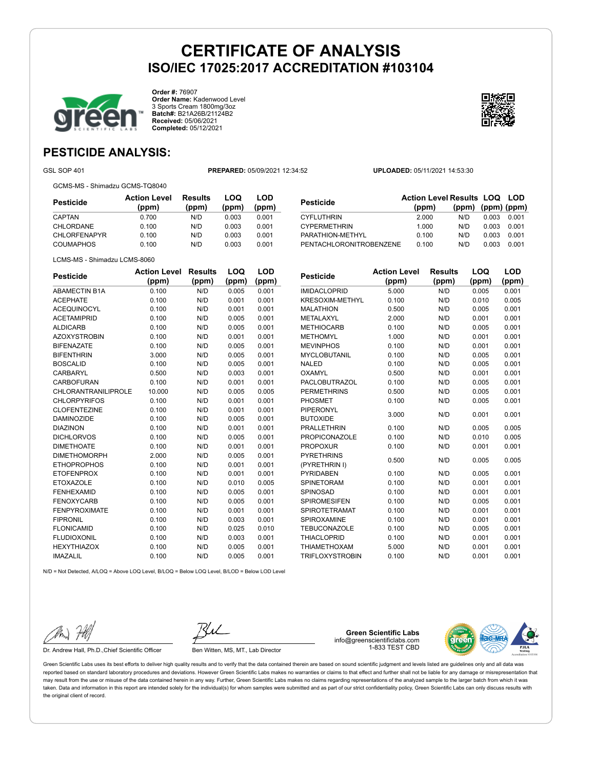# CERTIFICATE OF ANALYSIS
## ISO/IEC 17025:2017 ACCREDITATION #103104

**Order #:** 76907
**Order Name:** Kadenwood Level 3 Sports Cream 1800mg/3oz
**Batch#:** B21A26B/21124B2
**Received:** 05/06/2021
**Completed:** 05/12/2021

## PESTICIDE ANALYSIS:

GSL SOP 401 | **PREPARED:** 05/09/2021 12:34:52 | **UPLOADED:** 05/11/2021 14:53:30

GCMS-MS - Shimadzu GCMS-TQ8040

| Pesticide | Action Level (ppm) | Results (ppm) | LOQ (ppm) | LOD (ppm) |
|---|---|---|---|---|
| CAPTAN | 0.700 | N/D | 0.003 | 0.001 |
| CHLORDANE | 0.100 | N/D | 0.003 | 0.001 |
| CHLORFENAPYR | 0.100 | N/D | 0.003 | 0.001 |
| COUMAPHOS | 0.100 | N/D | 0.003 | 0.001 |
| CYFLUTHRIN | 2.000 | N/D | 0.003 | 0.001 |
| CYPERMETHRIN | 1.000 | N/D | 0.003 | 0.001 |
| PARATHION-METHYL | 0.100 | N/D | 0.003 | 0.001 |
| PENTACHLORONITROBENZENE | 0.100 | N/D | 0.003 | 0.001 |

LCMS-MS - Shimadzu LCMS-8060

| Pesticide | Action Level (ppm) | Results (ppm) | LOQ (ppm) | LOD (ppm) |
|---|---|---|---|---|
| ABAMECTIN B1A | 0.100 | N/D | 0.005 | 0.001 |
| ACEPHATE | 0.100 | N/D | 0.001 | 0.001 |
| ACEQUINOCYL | 0.100 | N/D | 0.001 | 0.001 |
| ACETAMIPRID | 0.100 | N/D | 0.005 | 0.001 |
| ALDICARB | 0.100 | N/D | 0.005 | 0.001 |
| AZOXYSTROBIN | 0.100 | N/D | 0.001 | 0.001 |
| BIFENAZATE | 0.100 | N/D | 0.005 | 0.001 |
| BIFENTHRIN | 3.000 | N/D | 0.005 | 0.001 |
| BOSCALID | 0.100 | N/D | 0.005 | 0.001 |
| CARBARYL | 0.500 | N/D | 0.003 | 0.001 |
| CARBOFURAN | 0.100 | N/D | 0.001 | 0.001 |
| CHLORANTRANILIPROLE | 10.000 | N/D | 0.005 | 0.005 |
| CHLORPYRIFOS | 0.100 | N/D | 0.001 | 0.001 |
| CLOFENTEZINE | 0.100 | N/D | 0.001 | 0.001 |
| DAMINOZIDE | 0.100 | N/D | 0.005 | 0.001 |
| DIAZINON | 0.100 | N/D | 0.001 | 0.001 |
| DICHLORVOS | 0.100 | N/D | 0.005 | 0.001 |
| DIMETHOATE | 0.100 | N/D | 0.001 | 0.001 |
| DIMETHOMORPH | 2.000 | N/D | 0.005 | 0.001 |
| ETHOPROPHOS | 0.100 | N/D | 0.001 | 0.001 |
| ETOFENPROX | 0.100 | N/D | 0.001 | 0.001 |
| ETOXAZOLE | 0.100 | N/D | 0.010 | 0.005 |
| FENHEXAMID | 0.100 | N/D | 0.005 | 0.001 |
| FENOXYCARB | 0.100 | N/D | 0.005 | 0.001 |
| FENPYROXIMATE | 0.100 | N/D | 0.001 | 0.001 |
| FIPRONIL | 0.100 | N/D | 0.003 | 0.001 |
| FLONICAMID | 0.100 | N/D | 0.025 | 0.010 |
| FLUDIOXONIL | 0.100 | N/D | 0.003 | 0.001 |
| HEXYTHIAZOX | 0.100 | N/D | 0.005 | 0.001 |
| IMAZALIL | 0.100 | N/D | 0.005 | 0.001 |
| IMIDACLOPRID | 5.000 | N/D | 0.005 | 0.001 |
| KRESOXIM-METHYL | 0.100 | N/D | 0.010 | 0.005 |
| MALATHION | 0.500 | N/D | 0.005 | 0.001 |
| METALAXYL | 2.000 | N/D | 0.001 | 0.001 |
| METHIOCARB | 0.100 | N/D | 0.005 | 0.001 |
| METHOMYL | 1.000 | N/D | 0.001 | 0.001 |
| MEVINPHOS | 0.100 | N/D | 0.001 | 0.001 |
| MYCLOBUTANIL | 0.100 | N/D | 0.005 | 0.001 |
| NALED | 0.100 | N/D | 0.005 | 0.001 |
| OXAMYL | 0.500 | N/D | 0.001 | 0.001 |
| PACLOBUTRAZOL | 0.100 | N/D | 0.005 | 0.001 |
| PERMETHRINS | 0.500 | N/D | 0.005 | 0.001 |
| PHOSMET | 0.100 | N/D | 0.005 | 0.001 |
| PIPERONYL BUTOXIDE | 3.000 | N/D | 0.001 | 0.001 |
| PRALLETHRIN | 0.100 | N/D | 0.005 | 0.005 |
| PROPICONAZOLE | 0.100 | N/D | 0.010 | 0.005 |
| PROPOXUR | 0.100 | N/D | 0.001 | 0.001 |
| PYRETHRINS (PYRETHRIN I) | 0.500 | N/D | 0.005 | 0.005 |
| PYRIDABEN | 0.100 | N/D | 0.005 | 0.001 |
| SPINETORAM | 0.100 | N/D | 0.001 | 0.001 |
| SPINOSAD | 0.100 | N/D | 0.001 | 0.001 |
| SPIROMESIFEN | 0.100 | N/D | 0.005 | 0.001 |
| SPIROTETRAMAT | 0.100 | N/D | 0.001 | 0.001 |
| SPIROXAMINE | 0.100 | N/D | 0.001 | 0.001 |
| TEBUCONAZOLE | 0.100 | N/D | 0.005 | 0.001 |
| THIACLOPRID | 0.100 | N/D | 0.001 | 0.001 |
| THIAMETHOXAM | 5.000 | N/D | 0.001 | 0.001 |
| TRIFLOXYSTROBIN | 0.100 | N/D | 0.001 | 0.001 |

N/D = Not Detected, A/LOQ = Above LOQ Level, B/LOQ = Below LOQ Level, B/LOD = Below LOD Level

Dr. Andrew Hall, Ph.D.,Chief Scientific Officer

Ben Witten, MS, MT., Lab Director

**Green Scientific Labs**
info@greenscientificlabs.com
1-833 TEST CBD

Green Scientific Labs uses its best efforts to deliver high quality results and to verify that the data contained therein are based on sound scientific judgment and levels listed are guidelines only and all data was reported based on standard laboratory procedures and deviations. However Green Scientific Labs makes no warranties or claims to that effect and further shall not be liable for any damage or misrepresentation that may result from the use or misuse of the data contained herein in any way. Further, Green Scientific Labs makes no claims regarding representations of the analyzed sample to the larger batch from which it was taken. Data and information in this report are intended solely for the individual(s) for whom samples were submitted and as part of our strict confidentiality policy, Green Scientific Labs can only discuss results with the original client of record.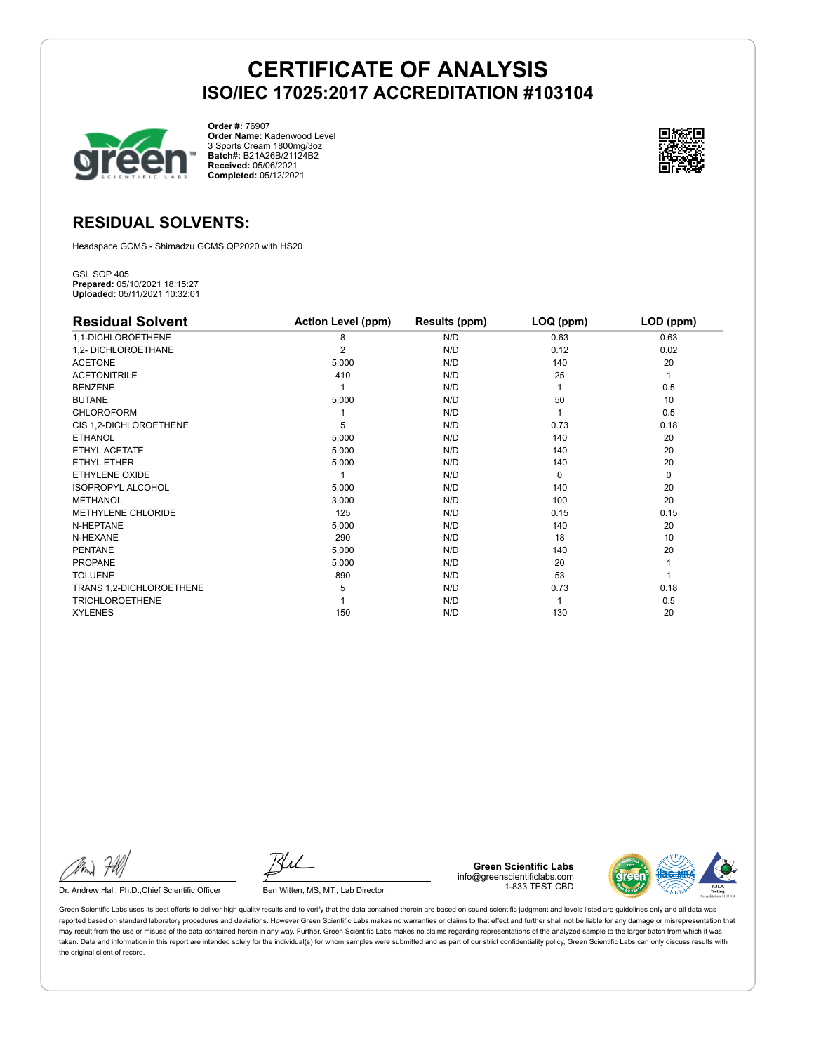# CERTIFICATE OF ANALYSIS
## ISO/IEC 17025:2017 ACCREDITATION #103104

**Order #:** 76907
**Order Name:** Kadenwood Level 3 Sports Cream 1800mg/3oz
**Batch#:** B21A26B/21124B2
**Received:** 05/06/2021
**Completed:** 05/12/2021

## RESIDUAL SOLVENTS:

Headspace GCMS - Shimadzu GCMS QP2020 with HS20

GSL SOP 405
**Prepared:** 05/10/2021 18:15:27
**Uploaded:** 05/11/2021 10:32:01

| Residual Solvent | Action Level (ppm) | Results (ppm) | LOQ (ppm) | LOD (ppm) |
|---|---|---|---|---|
| 1,1-DICHLOROETHENE | 8 | N/D | 0.63 | 0.63 |
| 1,2- DICHLOROETHANE | 2 | N/D | 0.12 | 0.02 |
| ACETONE | 5,000 | N/D | 140 | 20 |
| ACETONITRILE | 410 | N/D | 25 | 1 |
| BENZENE | 1 | N/D | 1 | 0.5 |
| BUTANE | 5,000 | N/D | 50 | 10 |
| CHLOROFORM | 1 | N/D | 1 | 0.5 |
| CIS 1,2-DICHLOROETHENE | 5 | N/D | 0.73 | 0.18 |
| ETHANOL | 5,000 | N/D | 140 | 20 |
| ETHYL ACETATE | 5,000 | N/D | 140 | 20 |
| ETHYL ETHER | 5,000 | N/D | 140 | 20 |
| ETHYLENE OXIDE | 1 | N/D | 0 | 0 |
| ISOPROPYL ALCOHOL | 5,000 | N/D | 140 | 20 |
| METHANOL | 3,000 | N/D | 100 | 20 |
| METHYLENE CHLORIDE | 125 | N/D | 0.15 | 0.15 |
| N-HEPTANE | 5,000 | N/D | 140 | 20 |
| N-HEXANE | 290 | N/D | 18 | 10 |
| PENTANE | 5,000 | N/D | 140 | 20 |
| PROPANE | 5,000 | N/D | 20 | 1 |
| TOLUENE | 890 | N/D | 53 | 1 |
| TRANS 1,2-DICHLOROETHENE | 5 | N/D | 0.73 | 0.18 |
| TRICHLOROETHENE | 1 | N/D | 1 | 0.5 |
| XYLENES | 150 | N/D | 130 | 20 |

Dr. Andrew Hall, Ph.D.,Chief Scientific Officer

Ben Witten, MS, MT., Lab Director

**Green Scientific Labs**
info@greenscientificlabs.com
1-833 TEST CBD

Green Scientific Labs uses its best efforts to deliver high quality results and to verify that the data contained therein are based on sound scientific judgment and levels listed are guidelines only and all data was reported based on standard laboratory procedures and deviations. However Green Scientific Labs makes no warranties or claims to that effect and further shall not be liable for any damage or misrepresentation that may result from the use or misuse of the data contained herein in any way. Further, Green Scientific Labs makes no claims regarding representations of the analyzed sample to the larger batch from which it was taken. Data and information in this report are intended solely for the individual(s) for whom samples were submitted and as part of our strict confidentiality policy, Green Scientific Labs can only discuss results with the original client of record.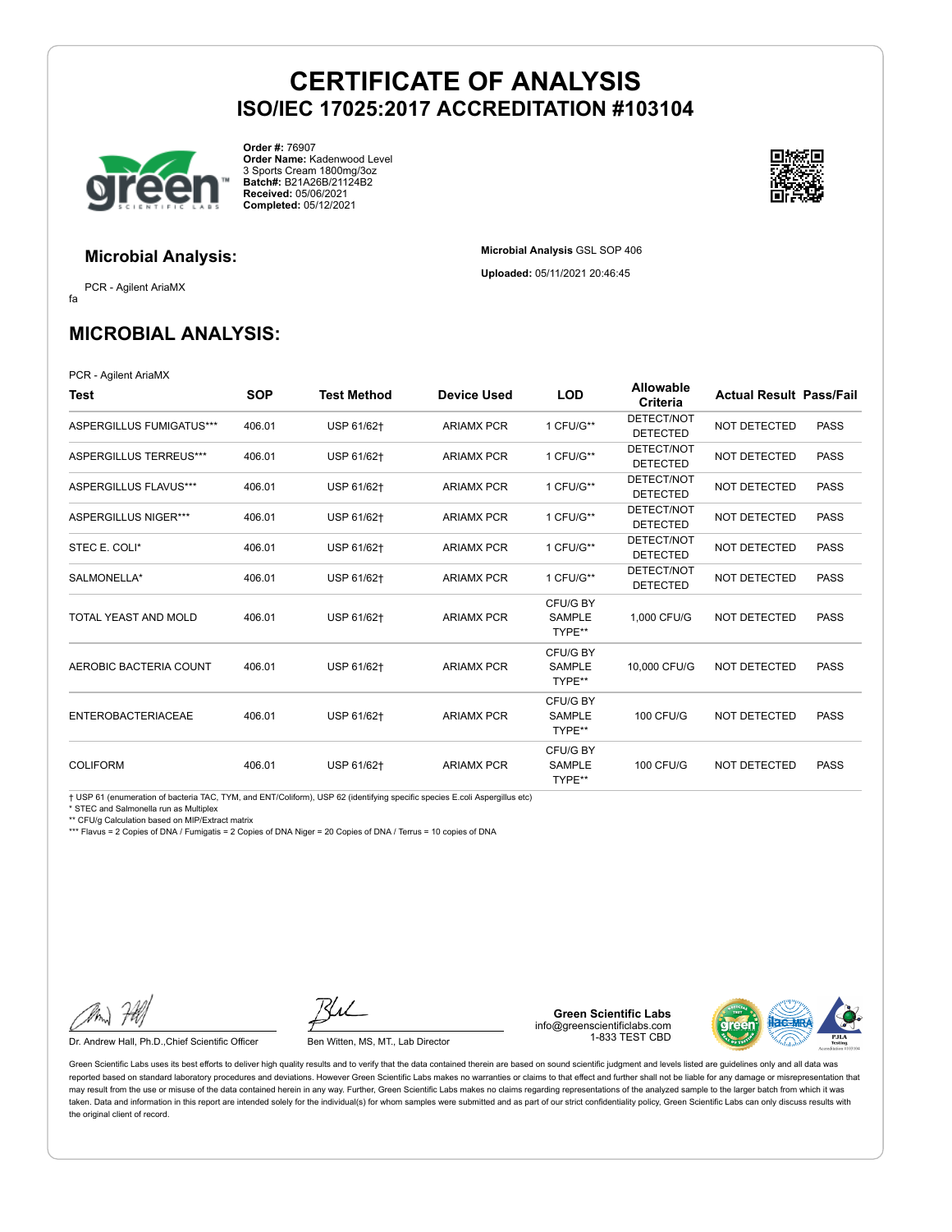# CERTIFICATE OF ANALYSIS
## ISO/IEC 17025:2017 ACCREDITATION #103104

**Order #:** 76907
**Order Name:** Kadenwood Level 3 Sports Cream 1800mg/3oz
**Batch#:** B21A26B/21124B2
**Received:** 05/06/2021
**Completed:** 05/12/2021

### Microbial Analysis:

PCR - Agilent AriaMX

fa

**Microbial Analysis** GSL SOP 406

**Uploaded:** 05/11/2021 20:46:45

## MICROBIAL ANALYSIS:

PCR - Agilent AriaMX

| Test | SOP | Test Method | Device Used | LOD | Allowable Criteria | Actual Result | Pass/Fail |
|---|---|---|---|---|---|---|---|
| ASPERGILLUS FUMIGATUS*** | 406.01 | USP 61/62† | ARIAMX PCR | 1 CFU/G** | DETECT/NOT DETECTED | NOT DETECTED | PASS |
| ASPERGILLUS TERREUS*** | 406.01 | USP 61/62† | ARIAMX PCR | 1 CFU/G** | DETECT/NOT DETECTED | NOT DETECTED | PASS |
| ASPERGILLUS FLAVUS*** | 406.01 | USP 61/62† | ARIAMX PCR | 1 CFU/G** | DETECT/NOT DETECTED | NOT DETECTED | PASS |
| ASPERGILLUS NIGER*** | 406.01 | USP 61/62† | ARIAMX PCR | 1 CFU/G** | DETECT/NOT DETECTED | NOT DETECTED | PASS |
| STEC E. COLI* | 406.01 | USP 61/62† | ARIAMX PCR | 1 CFU/G** | DETECT/NOT DETECTED | NOT DETECTED | PASS |
| SALMONELLA* | 406.01 | USP 61/62† | ARIAMX PCR | 1 CFU/G** | DETECT/NOT DETECTED | NOT DETECTED | PASS |
| TOTAL YEAST AND MOLD | 406.01 | USP 61/62† | ARIAMX PCR | CFU/G BY SAMPLE TYPE** | 1,000 CFU/G | NOT DETECTED | PASS |
| AEROBIC BACTERIA COUNT | 406.01 | USP 61/62† | ARIAMX PCR | CFU/G BY SAMPLE TYPE** | 10,000 CFU/G | NOT DETECTED | PASS |
| ENTEROBACTERIACEAE | 406.01 | USP 61/62† | ARIAMX PCR | CFU/G BY SAMPLE TYPE** | 100 CFU/G | NOT DETECTED | PASS |
| COLIFORM | 406.01 | USP 61/62† | ARIAMX PCR | CFU/G BY SAMPLE TYPE** | 100 CFU/G | NOT DETECTED | PASS |

† USP 61 (enumeration of bacteria TAC, TYM, and ENT/Coliform), USP 62 (identifying specific species E.coli Aspergillus etc)
* STEC and Salmonella run as Multiplex
** CFU/g Calculation based on MIP/Extract matrix
*** Flavus = 2 Copies of DNA / Fumigatis = 2 Copies of DNA Niger = 20 Copies of DNA / Terrus = 10 copies of DNA

Dr. Andrew Hall, Ph.D.,Chief Scientific Officer

Ben Witten, MS, MT., Lab Director

**Green Scientific Labs**
info@greenscientificlabs.com
1-833 TEST CBD

Green Scientific Labs uses its best efforts to deliver high quality results and to verify that the data contained therein are based on sound scientific judgment and levels listed are guidelines only and all data was reported based on standard laboratory procedures and deviations. However Green Scientific Labs makes no warranties or claims to that effect and further shall not be liable for any damage or misrepresentation that may result from the use or misuse of the data contained herein in any way. Further, Green Scientific Labs makes no claims regarding representations of the analyzed sample to the larger batch from which it was taken. Data and information in this report are intended solely for the individual(s) for whom samples were submitted and as part of our strict confidentiality policy, Green Scientific Labs can only discuss results with the original client of record.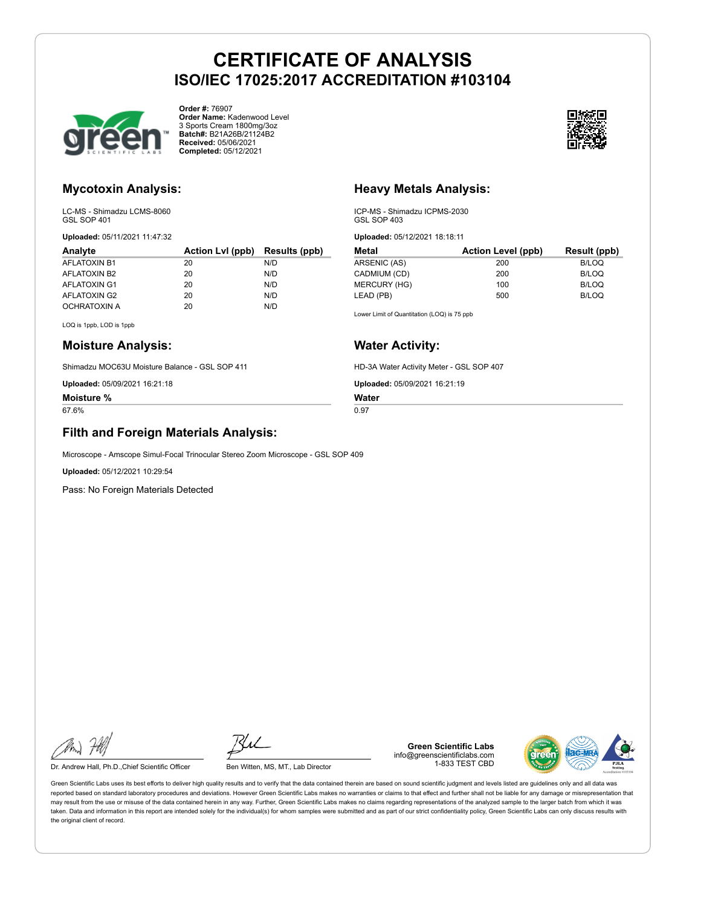# CERTIFICATE OF ANALYSIS
## ISO/IEC 17025:2017 ACCREDITATION #103104

**Order #:** 76907
**Order Name:** Kadenwood Level 3 Sports Cream 1800mg/3oz
**Batch#:** B21A26B/21124B2
**Received:** 05/06/2021
**Completed:** 05/12/2021

### Mycotoxin Analysis:

LC-MS - Shimadzu LCMS-8060
GSL SOP 401

**Uploaded:** 05/11/2021 11:47:32

| Analyte | Action Lvl (ppb) | Results (ppb) |
|---|---|---|
| AFLATOXIN B1 | 20 | N/D |
| AFLATOXIN B2 | 20 | N/D |
| AFLATOXIN G1 | 20 | N/D |
| AFLATOXIN G2 | 20 | N/D |
| OCHRATOXIN A | 20 | N/D |

LOQ is 1ppb, LOD is 1ppb

### Heavy Metals Analysis:

ICP-MS - Shimadzu ICPMS-2030
GSL SOP 403

**Uploaded:** 05/12/2021 18:18:11

| Metal | Action Level (ppb) | Result (ppb) |
|---|---|---|
| ARSENIC (AS) | 200 | B/LOQ |
| CADMIUM (CD) | 200 | B/LOQ |
| MERCURY (HG) | 100 | B/LOQ |
| LEAD (PB) | 500 | B/LOQ |

Lower Limit of Quantitation (LOQ) is 75 ppb

### Moisture Analysis:

Shimadzu MOC63U Moisture Balance - GSL SOP 411

**Uploaded:** 05/09/2021 16:21:18

| Moisture % |
|---|
| 67.6% |

### Water Activity:

HD-3A Water Activity Meter - GSL SOP 407

**Uploaded:** 05/09/2021 16:21:19

| Water |
|---|
| 0.97 |

### Filth and Foreign Materials Analysis:

Microscope - Amscope Simul-Focal Trinocular Stereo Zoom Microscope - GSL SOP 409

**Uploaded:** 05/12/2021 10:29:54

Pass: No Foreign Materials Detected

Dr. Andrew Hall, Ph.D.,Chief Scientific Officer

Ben Witten, MS, MT., Lab Director

**Green Scientific Labs**
info@greenscientificlabs.com
1-833 TEST CBD

Green Scientific Labs uses its best efforts to deliver high quality results and to verify that the data contained therein are based on sound scientific judgment and levels listed are guidelines only and all data was reported based on standard laboratory procedures and deviations. However Green Scientific Labs makes no warranties or claims to that effect and further shall not be liable for any damage or misrepresentation that may result from the use or misuse of the data contained herein in any way. Further, Green Scientific Labs makes no claims regarding representations of the analyzed sample to the larger batch from which it was taken. Data and information in this report are intended solely for the individual(s) for whom samples were submitted and as part of our strict confidentiality policy, Green Scientific Labs can only discuss results with the original client of record.